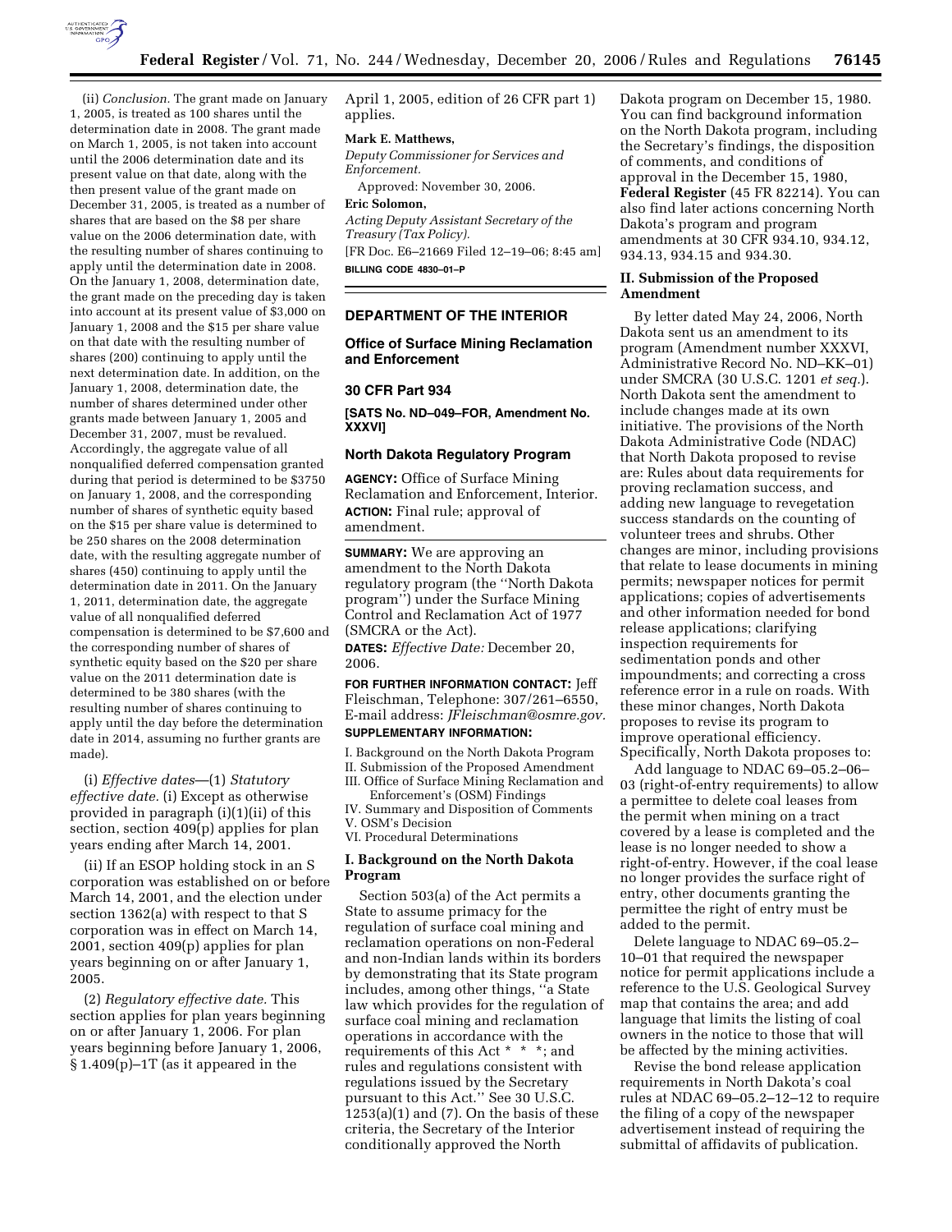(ii) *Conclusion.* The grant made on January 1, 2005, is treated as 100 shares until the determination date in 2008. The grant made on March 1, 2005, is not taken into account until the 2006 determination date and its present value on that date, along with the then present value of the grant made on December 31, 2005, is treated as a number of shares that are based on the $8 per share value on the 2006 determination date, with the resulting number of shares continuing to apply until the determination date in 2008. On the January 1, 2008, determination date, the grant made on the preceding day is taken into account at its present value of $3,000 on January 1, 2008 and the $15 per share value on that date with the resulting number of shares (200) continuing to apply until the next determination date. In addition, on the January 1, 2008, determination date, the number of shares determined under other grants made between January 1, 2005 and December 31, 2007, must be revalued. Accordingly, the aggregate value of all nonqualified deferred compensation granted during that period is determined to be $3750 on January 1, 2008, and the corresponding number of shares of synthetic equity based on the $15 per share value is determined to be 250 shares on the 2008 determination date, with the resulting aggregate number of shares (450) continuing to apply until the determination date in 2011. On the January 1, 2011, determination date, the aggregate value of all nonqualified deferred compensation is determined to be $7,600 and the corresponding number of shares of synthetic equity based on the $20 per share value on the 2011 determination date is determined to be 380 shares (with the resulting number of shares continuing to apply until the day before the determination date in 2014, assuming no further grants are made).

(i) *Effective dates*—(1) *Statutory effective date.* (i) Except as otherwise provided in paragraph (i)(1)(ii) of this section, section 409(p) applies for plan years ending after March 14, 2001.

(ii) If an ESOP holding stock in an S corporation was established on or before March 14, 2001, and the election under section 1362(a) with respect to that S corporation was in effect on March 14, 2001, section 409(p) applies for plan years beginning on or after January 1, 2005.

(2) *Regulatory effective date.* This section applies for plan years beginning on or after January 1, 2006. For plan years beginning before January 1, 2006, § 1.409(p)–1T (as it appeared in the April 1, 2005, edition of 26 CFR part 1) applies.

**Mark E. Matthews,**

*Deputy Commissioner for Services and Enforcement.*

Approved: November 30, 2006.

**Eric Solomon,**

*Acting Deputy Assistant Secretary of the Treasury (Tax Policy).*

[FR Doc. E6–21669 Filed 12–19–06; 8:45 am]

**BILLING CODE 4830–01–P**

---

## DEPARTMENT OF THE INTERIOR

## Office of Surface Mining Reclamation and Enforcement

## 30 CFR Part 934

**[SATS No. ND–049–FOR, Amendment No. XXXVI]**

## North Dakota Regulatory Program

**AGENCY:** Office of Surface Mining Reclamation and Enforcement, Interior.

**ACTION:** Final rule; approval of amendment.

---

**SUMMARY:** We are approving an amendment to the North Dakota regulatory program (the ''North Dakota program'') under the Surface Mining Control and Reclamation Act of 1977 (SMCRA or the Act).

**DATES:** *Effective Date:* December 20, 2006.

**FOR FURTHER INFORMATION CONTACT:** Jeff Fleischman, Telephone: 307/261–6550, E-mail address: *JFleischman@osmre.gov.*

**SUPPLEMENTARY INFORMATION:**

I. Background on the North Dakota Program
II. Submission of the Proposed Amendment
III. Office of Surface Mining Reclamation and Enforcement's (OSM) Findings
IV. Summary and Disposition of Comments
V. OSM's Decision
VI. Procedural Determinations

### I. Background on the North Dakota Program

Section 503(a) of the Act permits a State to assume primacy for the regulation of surface coal mining and reclamation operations on non-Federal and non-Indian lands within its borders by demonstrating that its State program includes, among other things, ''a State law which provides for the regulation of surface coal mining and reclamation operations in accordance with the requirements of this Act * * *; and rules and regulations consistent with regulations issued by the Secretary pursuant to this Act.'' See 30 U.S.C. 1253(a)(1) and (7). On the basis of these criteria, the Secretary of the Interior conditionally approved the North Dakota program on December 15, 1980. You can find background information on the North Dakota program, including the Secretary's findings, the disposition of comments, and conditions of approval in the December 15, 1980, **Federal Register** (45 FR 82214). You can also find later actions concerning North Dakota's program and program amendments at 30 CFR 934.10, 934.12, 934.13, 934.15 and 934.30.

### II. Submission of the Proposed Amendment

By letter dated May 24, 2006, North Dakota sent us an amendment to its program (Amendment number XXXVI, Administrative Record No. ND–KK–01) under SMCRA (30 U.S.C. 1201 *et seq.*). North Dakota sent the amendment to include changes made at its own initiative. The provisions of the North Dakota Administrative Code (NDAC) that North Dakota proposed to revise are: Rules about data requirements for proving reclamation success, and adding new language to revegetation success standards on the counting of volunteer trees and shrubs. Other changes are minor, including provisions that relate to lease documents in mining permits; newspaper notices for permit applications; copies of advertisements and other information needed for bond release applications; clarifying inspection requirements for sedimentation ponds and other impoundments; and correcting a cross reference error in a rule on roads. With these minor changes, North Dakota proposes to revise its program to improve operational efficiency. Specifically, North Dakota proposes to:

Add language to NDAC 69–05.2–06–03 (right-of-entry requirements) to allow a permittee to delete coal leases from the permit when mining on a tract covered by a lease is completed and the lease is no longer needed to show a right-of-entry. However, if the coal lease no longer provides the surface right of entry, other documents granting the permittee the right of entry must be added to the permit.

Delete language to NDAC 69–05.2–10–01 that required the newspaper notice for permit applications include a reference to the U.S. Geological Survey map that contains the area; and add language that limits the listing of coal owners in the notice to those that will be affected by the mining activities.

Revise the bond release application requirements in North Dakota's coal rules at NDAC 69–05.2–12–12 to require the filing of a copy of the newspaper advertisement instead of requiring the submittal of affidavits of publication.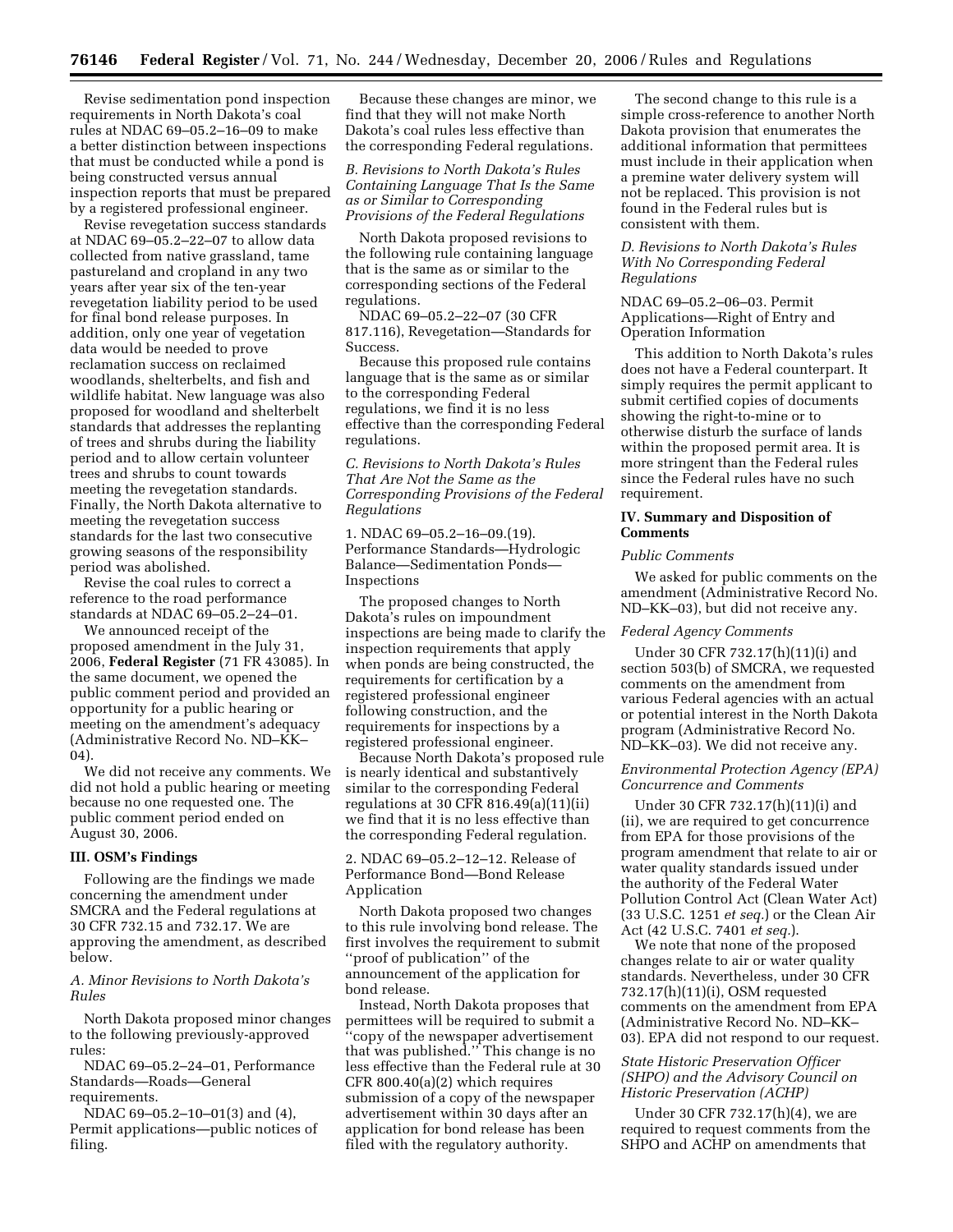Revise sedimentation pond inspection requirements in North Dakota's coal rules at NDAC 69–05.2–16–09 to make a better distinction between inspections that must be conducted while a pond is being constructed versus annual inspection reports that must be prepared by a registered professional engineer.

Revise revegetation success standards at NDAC 69–05.2–22–07 to allow data collected from native grassland, tame pastureland and cropland in any two years after year six of the ten-year revegetation liability period to be used for final bond release purposes. In addition, only one year of vegetation data would be needed to prove reclamation success on reclaimed woodlands, shelterbelts, and fish and wildlife habitat. New language was also proposed for woodland and shelterbelt standards that addresses the replanting of trees and shrubs during the liability period and to allow certain volunteer trees and shrubs to count towards meeting the revegetation standards. Finally, the North Dakota alternative to meeting the revegetation success standards for the last two consecutive growing seasons of the responsibility period was abolished.

Revise the coal rules to correct a reference to the road performance standards at NDAC 69–05.2–24–01.

We announced receipt of the proposed amendment in the July 31, 2006, **Federal Register** (71 FR 43085). In the same document, we opened the public comment period and provided an opportunity for a public hearing or meeting on the amendment's adequacy (Administrative Record No. ND–KK–04).

We did not receive any comments. We did not hold a public hearing or meeting because no one requested one. The public comment period ended on August 30, 2006.

## III. OSM's Findings

Following are the findings we made concerning the amendment under SMCRA and the Federal regulations at 30 CFR 732.15 and 732.17. We are approving the amendment, as described below.

### *A. Minor Revisions to North Dakota's Rules*

North Dakota proposed minor changes to the following previously-approved rules:

NDAC 69–05.2–24–01, Performance Standards—Roads—General requirements.

NDAC 69–05.2–10–01(3) and (4), Permit applications—public notices of filing.

Because these changes are minor, we find that they will not make North Dakota's coal rules less effective than the corresponding Federal regulations.

### *B. Revisions to North Dakota's Rules Containing Language That Is the Same as or Similar to Corresponding Provisions of the Federal Regulations*

North Dakota proposed revisions to the following rule containing language that is the same as or similar to the corresponding sections of the Federal regulations.

NDAC 69–05.2–22–07 (30 CFR 817.116), Revegetation—Standards for Success.

Because this proposed rule contains language that is the same as or similar to the corresponding Federal regulations, we find it is no less effective than the corresponding Federal regulations.

### *C. Revisions to North Dakota's Rules That Are Not the Same as the Corresponding Provisions of the Federal Regulations*

1. NDAC 69–05.2–16–09.(19). Performance Standards—Hydrologic Balance—Sedimentation Ponds—Inspections

The proposed changes to North Dakota's rules on impoundment inspections are being made to clarify the inspection requirements that apply when ponds are being constructed, the requirements for certification by a registered professional engineer following construction, and the requirements for inspections by a registered professional engineer.

Because North Dakota's proposed rule is nearly identical and substantively similar to the corresponding Federal regulations at 30 CFR 816.49(a)(11)(ii) we find that it is no less effective than the corresponding Federal regulation.

2. NDAC 69–05.2–12–12. Release of Performance Bond—Bond Release Application

North Dakota proposed two changes to this rule involving bond release. The first involves the requirement to submit "proof of publication" of the announcement of the application for bond release.

Instead, North Dakota proposes that permittees will be required to submit a "copy of the newspaper advertisement that was published." This change is no less effective than the Federal rule at 30 CFR 800.40(a)(2) which requires submission of a copy of the newspaper advertisement within 30 days after an application for bond release has been filed with the regulatory authority.

The second change to this rule is a simple cross-reference to another North Dakota provision that enumerates the additional information that permittees must include in their application when a premine water delivery system will not be replaced. This provision is not found in the Federal rules but is consistent with them.

### *D. Revisions to North Dakota's Rules With No Corresponding Federal Regulations*

NDAC 69–05.2–06–03. Permit Applications—Right of Entry and Operation Information

This addition to North Dakota's rules does not have a Federal counterpart. It simply requires the permit applicant to submit certified copies of documents showing the right-to-mine or to otherwise disturb the surface of lands within the proposed permit area. It is more stringent than the Federal rules since the Federal rules have no such requirement.

## IV. Summary and Disposition of Comments

### *Public Comments*

We asked for public comments on the amendment (Administrative Record No. ND–KK–03), but did not receive any.

### *Federal Agency Comments*

Under 30 CFR 732.17(h)(11)(i) and section 503(b) of SMCRA, we requested comments on the amendment from various Federal agencies with an actual or potential interest in the North Dakota program (Administrative Record No. ND–KK–03). We did not receive any.

### *Environmental Protection Agency (EPA) Concurrence and Comments*

Under 30 CFR 732.17(h)(11)(i) and (ii), we are required to get concurrence from EPA for those provisions of the program amendment that relate to air or water quality standards issued under the authority of the Federal Water Pollution Control Act (Clean Water Act) (33 U.S.C. 1251 *et seq.*) or the Clean Air Act (42 U.S.C. 7401 *et seq.*).

We note that none of the proposed changes relate to air or water quality standards. Nevertheless, under 30 CFR 732.17(h)(11)(i), OSM requested comments on the amendment from EPA (Administrative Record No. ND–KK–03). EPA did not respond to our request.

### *State Historic Preservation Officer (SHPO) and the Advisory Council on Historic Preservation (ACHP)*

Under 30 CFR 732.17(h)(4), we are required to request comments from the SHPO and ACHP on amendments that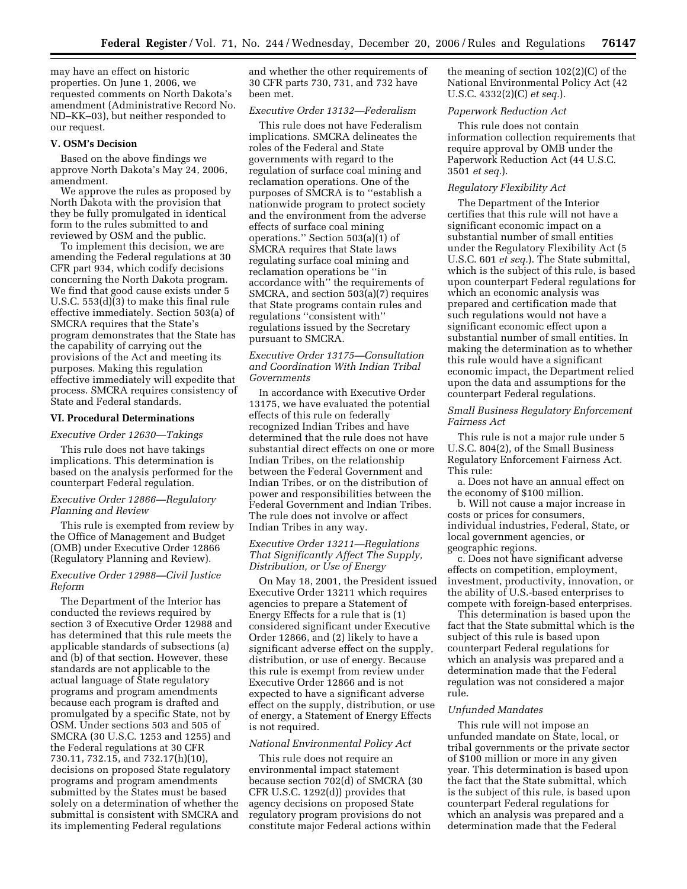may have an effect on historic properties. On June 1, 2006, we requested comments on North Dakota's amendment (Administrative Record No. ND–KK–03), but neither responded to our request.

## V. OSM's Decision

Based on the above findings we approve North Dakota's May 24, 2006, amendment.

We approve the rules as proposed by North Dakota with the provision that they be fully promulgated in identical form to the rules submitted to and reviewed by OSM and the public.

To implement this decision, we are amending the Federal regulations at 30 CFR part 934, which codify decisions concerning the North Dakota program. We find that good cause exists under 5 U.S.C. 553(d)(3) to make this final rule effective immediately. Section 503(a) of SMCRA requires that the State's program demonstrates that the State has the capability of carrying out the provisions of the Act and meeting its purposes. Making this regulation effective immediately will expedite that process. SMCRA requires consistency of State and Federal standards.

## VI. Procedural Determinations

### *Executive Order 12630—Takings*

This rule does not have takings implications. This determination is based on the analysis performed for the counterpart Federal regulation.

### *Executive Order 12866—Regulatory Planning and Review*

This rule is exempted from review by the Office of Management and Budget (OMB) under Executive Order 12866 (Regulatory Planning and Review).

### *Executive Order 12988—Civil Justice Reform*

The Department of the Interior has conducted the reviews required by section 3 of Executive Order 12988 and has determined that this rule meets the applicable standards of subsections (a) and (b) of that section. However, these standards are not applicable to the actual language of State regulatory programs and program amendments because each program is drafted and promulgated by a specific State, not by OSM. Under sections 503 and 505 of SMCRA (30 U.S.C. 1253 and 1255) and the Federal regulations at 30 CFR 730.11, 732.15, and 732.17(h)(10), decisions on proposed State regulatory programs and program amendments submitted by the States must be based solely on a determination of whether the submittal is consistent with SMCRA and its implementing Federal regulations and whether the other requirements of 30 CFR parts 730, 731, and 732 have been met.

### *Executive Order 13132—Federalism*

This rule does not have Federalism implications. SMCRA delineates the roles of the Federal and State governments with regard to the regulation of surface coal mining and reclamation operations. One of the purposes of SMCRA is to "establish a nationwide program to protect society and the environment from the adverse effects of surface coal mining operations." Section 503(a)(1) of SMCRA requires that State laws regulating surface coal mining and reclamation operations be "in accordance with" the requirements of SMCRA, and section 503(a)(7) requires that State programs contain rules and regulations "consistent with" regulations issued by the Secretary pursuant to SMCRA.

### *Executive Order 13175—Consultation and Coordination With Indian Tribal Governments*

In accordance with Executive Order 13175, we have evaluated the potential effects of this rule on federally recognized Indian Tribes and have determined that the rule does not have substantial direct effects on one or more Indian Tribes, on the relationship between the Federal Government and Indian Tribes, or on the distribution of power and responsibilities between the Federal Government and Indian Tribes. The rule does not involve or affect Indian Tribes in any way.

### *Executive Order 13211—Regulations That Significantly Affect The Supply, Distribution, or Use of Energy*

On May 18, 2001, the President issued Executive Order 13211 which requires agencies to prepare a Statement of Energy Effects for a rule that is (1) considered significant under Executive Order 12866, and (2) likely to have a significant adverse effect on the supply, distribution, or use of energy. Because this rule is exempt from review under Executive Order 12866 and is not expected to have a significant adverse effect on the supply, distribution, or use of energy, a Statement of Energy Effects is not required.

### *National Environmental Policy Act*

This rule does not require an environmental impact statement because section 702(d) of SMCRA (30 CFR U.S.C. 1292(d)) provides that agency decisions on proposed State regulatory program provisions do not constitute major Federal actions within the meaning of section 102(2)(C) of the National Environmental Policy Act (42 U.S.C. 4332(2)(C) *et seq.*).

### *Paperwork Reduction Act*

This rule does not contain information collection requirements that require approval by OMB under the Paperwork Reduction Act (44 U.S.C. 3501 *et seq.*).

### *Regulatory Flexibility Act*

The Department of the Interior certifies that this rule will not have a significant economic impact on a substantial number of small entities under the Regulatory Flexibility Act (5 U.S.C. 601 *et seq.*). The State submittal, which is the subject of this rule, is based upon counterpart Federal regulations for which an economic analysis was prepared and certification made that such regulations would not have a significant economic effect upon a substantial number of small entities. In making the determination as to whether this rule would have a significant economic impact, the Department relied upon the data and assumptions for the counterpart Federal regulations.

### *Small Business Regulatory Enforcement Fairness Act*

This rule is not a major rule under 5 U.S.C. 804(2), of the Small Business Regulatory Enforcement Fairness Act. This rule:

a. Does not have an annual effect on the economy of $100 million.

b. Will not cause a major increase in costs or prices for consumers, individual industries, Federal, State, or local government agencies, or geographic regions.

c. Does not have significant adverse effects on competition, employment, investment, productivity, innovation, or the ability of U.S.-based enterprises to compete with foreign-based enterprises.

This determination is based upon the fact that the State submittal which is the subject of this rule is based upon counterpart Federal regulations for which an analysis was prepared and a determination made that the Federal regulation was not considered a major rule.

### *Unfunded Mandates*

This rule will not impose an unfunded mandate on State, local, or tribal governments or the private sector of $100 million or more in any given year. This determination is based upon the fact that the State submittal, which is the subject of this rule, is based upon counterpart Federal regulations for which an analysis was prepared and a determination made that the Federal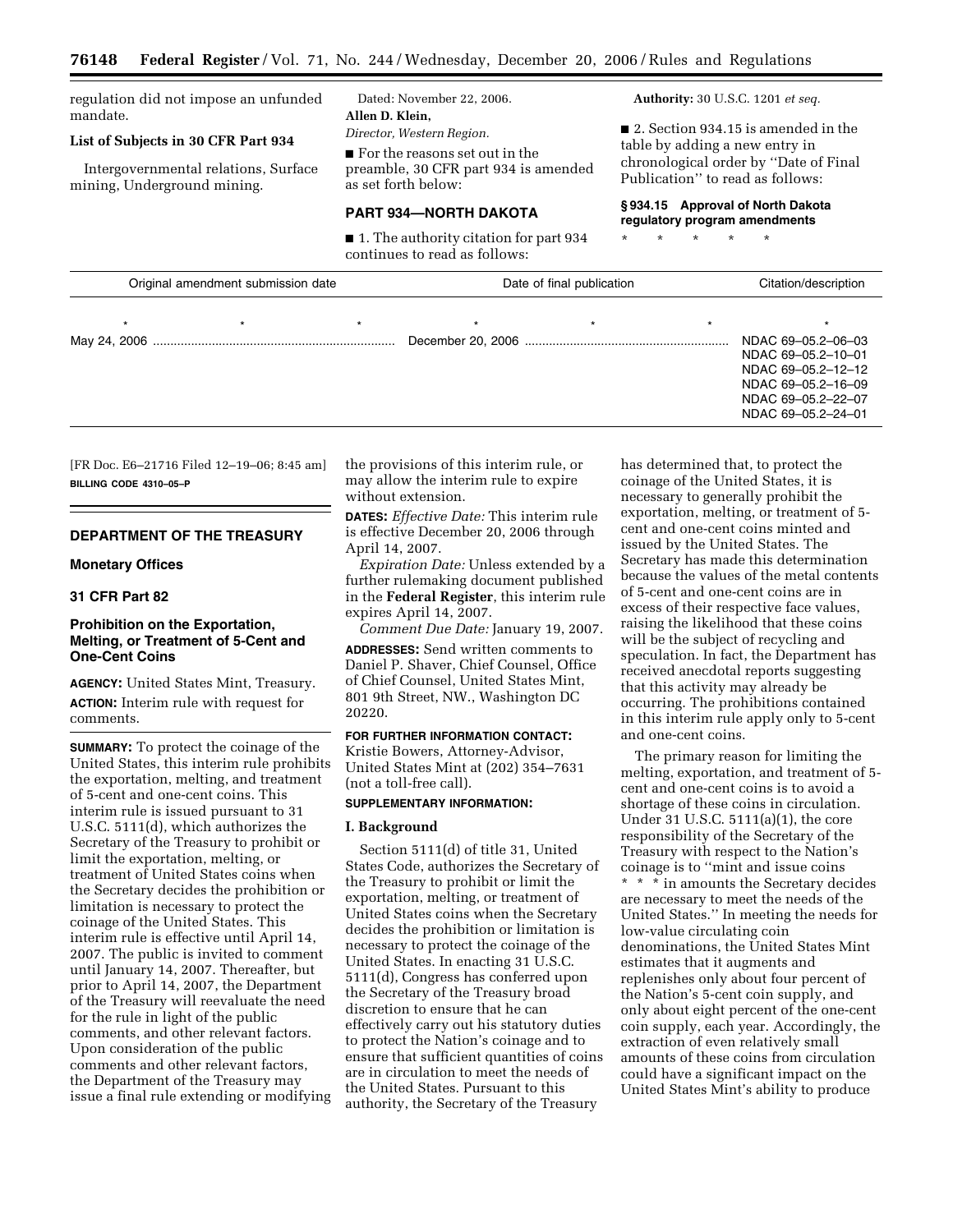regulation did not impose an unfunded mandate.

**List of Subjects in 30 CFR Part 934**

Intergovernmental relations, Surface mining, Underground mining.

Dated: November 22, 2006.

**Allen D. Klein,**

*Director, Western Region.*

■ For the reasons set out in the preamble, 30 CFR part 934 is amended as set forth below:

**PART 934—NORTH DAKOTA**

■ 1. The authority citation for part 934 continues to read as follows:

**Authority:** 30 U.S.C. 1201 *et seq.*

■ 2. Section 934.15 is amended in the table by adding a new entry in chronological order by ''Date of Final Publication'' to read as follows:

**§ 934.15 Approval of North Dakota regulatory program amendments**

\* \* \* \* \*

| Original amendment submission date | Date of final publication | Citation/description |
|---|---|---|
| \* \* \* | \* \* \* | \* |
| May 24, 2006 | December 20, 2006 | NDAC 69–05.2–06–03<br>NDAC 69–05.2–10–01<br>NDAC 69–05.2–12–12<br>NDAC 69–05.2–16–09<br>NDAC 69–05.2–22–07<br>NDAC 69–05.2–24–01 |

[FR Doc. E6–21716 Filed 12–19–06; 8:45 am]

**BILLING CODE 4310–05–P**

---

## DEPARTMENT OF THE TREASURY

### Monetary Offices

### 31 CFR Part 82

### Prohibition on the Exportation, Melting, or Treatment of 5-Cent and One-Cent Coins

**AGENCY:** United States Mint, Treasury.

**ACTION:** Interim rule with request for comments.

**SUMMARY:** To protect the coinage of the United States, this interim rule prohibits the exportation, melting, and treatment of 5-cent and one-cent coins. This interim rule is issued pursuant to 31 U.S.C. 5111(d), which authorizes the Secretary of the Treasury to prohibit or limit the exportation, melting, or treatment of United States coins when the Secretary decides the prohibition or limitation is necessary to protect the coinage of the United States. This interim rule is effective until April 14, 2007. The public is invited to comment until January 14, 2007. Thereafter, but prior to April 14, 2007, the Department of the Treasury will reevaluate the need for the rule in light of the public comments, and other relevant factors. Upon consideration of the public comments and other relevant factors, the Department of the Treasury may issue a final rule extending or modifying the provisions of this interim rule, or may allow the interim rule to expire without extension.

**DATES:** *Effective Date:* This interim rule is effective December 20, 2006 through April 14, 2007.

*Expiration Date:* Unless extended by a further rulemaking document published in the **Federal Register**, this interim rule expires April 14, 2007.

*Comment Due Date:* January 19, 2007.

**ADDRESSES:** Send written comments to Daniel P. Shaver, Chief Counsel, Office of Chief Counsel, United States Mint, 801 9th Street, NW., Washington DC 20220.

**FOR FURTHER INFORMATION CONTACT:** Kristie Bowers, Attorney-Advisor, United States Mint at (202) 354–7631 (not a toll-free call).

**SUPPLEMENTARY INFORMATION:**

**I. Background**

Section 5111(d) of title 31, United States Code, authorizes the Secretary of the Treasury to prohibit or limit the exportation, melting, or treatment of United States coins when the Secretary decides the prohibition or limitation is necessary to protect the coinage of the United States. In enacting 31 U.S.C. 5111(d), Congress has conferred upon the Secretary of the Treasury broad discretion to ensure that he can effectively carry out his statutory duties to protect the Nation's coinage and to ensure that sufficient quantities of coins are in circulation to meet the needs of the United States. Pursuant to this authority, the Secretary of the Treasury has determined that, to protect the coinage of the United States, it is necessary to generally prohibit the exportation, melting, or treatment of 5-cent and one-cent coins minted and issued by the United States. The Secretary has made this determination because the values of the metal contents of 5-cent and one-cent coins are in excess of their respective face values, raising the likelihood that these coins will be the subject of recycling and speculation. In fact, the Department has received anecdotal reports suggesting that this activity may already be occurring. The prohibitions contained in this interim rule apply only to 5-cent and one-cent coins.

The primary reason for limiting the melting, exportation, and treatment of 5-cent and one-cent coins is to avoid a shortage of these coins in circulation. Under 31 U.S.C. 5111(a)(1), the core responsibility of the Secretary of the Treasury with respect to the Nation's coinage is to ''mint and issue coins \* \* \* in amounts the Secretary decides are necessary to meet the needs of the United States.'' In meeting the needs for low-value circulating coin denominations, the United States Mint estimates that it augments and replenishes only about four percent of the Nation's 5-cent coin supply, and only about eight percent of the one-cent coin supply, each year. Accordingly, the extraction of even relatively small amounts of these coins from circulation could have a significant impact on the United States Mint's ability to produce